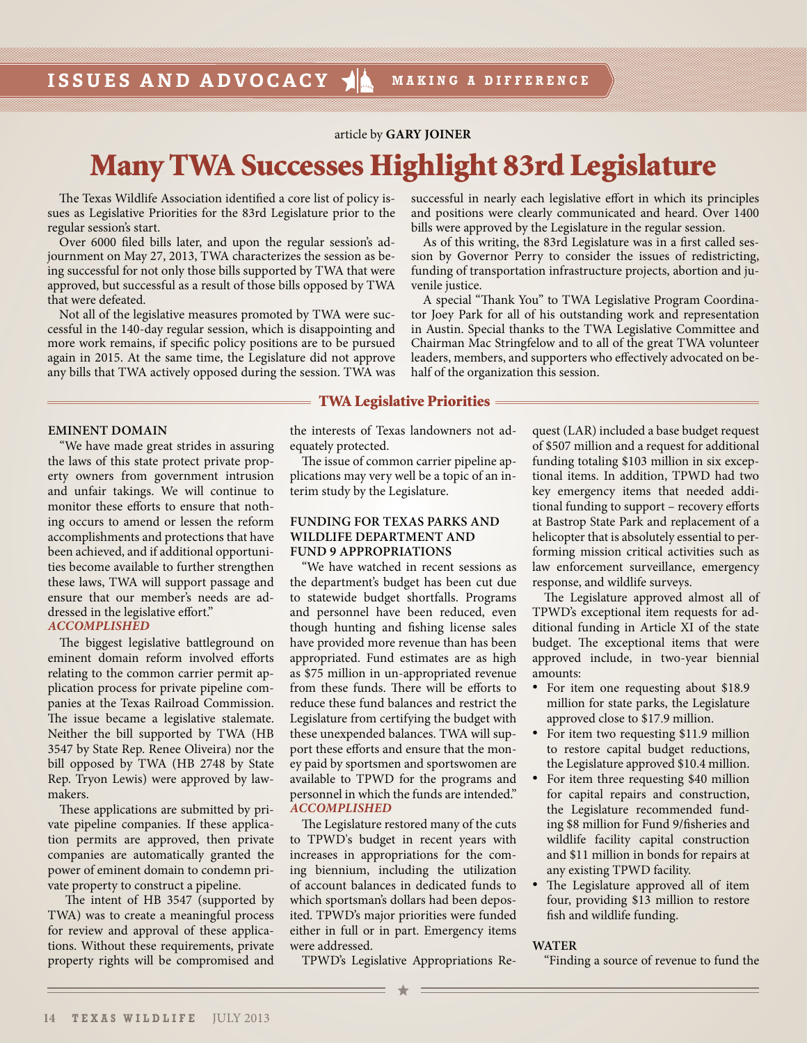article by **GARY JOINER**

# Many TWA Successes Highlight 83rd Legislature

The Texas Wildlife Association identified a core list of policy issues as Legislative Priorities for the 83rd Legislature prior to the regular session's start.

Over 6000 filed bills later, and upon the regular session's adjournment on May 27, 2013, TWA characterizes the session as being successful for not only those bills supported by TWA that were approved, but successful as a result of those bills opposed by TWA that were defeated.

Not all of the legislative measures promoted by TWA were successful in the 140-day regular session, which is disappointing and more work remains, if specific policy positions are to be pursued again in 2015. At the same time, the Legislature did not approve any bills that TWA actively opposed during the session. TWA was successful in nearly each legislative effort in which its principles and positions were clearly communicated and heard. Over 1400 bills were approved by the Legislature in the regular session.

As of this writing, the 83rd Legislature was in a first called session by Governor Perry to consider the issues of redistricting, funding of transportation infrastructure projects, abortion and juvenile justice.

A special "Thank You" to TWA Legislative Program Coordinator Joey Park for all of his outstanding work and representation in Austin. Special thanks to the TWA Legislative Committee and Chairman Mac Stringfelow and to all of the great TWA volunteer leaders, members, and supporters who effectively advocated on behalf of the organization this session.

## TWA Legislative Priorities

### EMINENT DOMAIN

"We have made great strides in assuring the laws of this state protect private property owners from government intrusion and unfair takings. We will continue to monitor these efforts to ensure that nothing occurs to amend or lessen the reform accomplishments and protections that have been achieved, and if additional opportunities become available to further strengthen these laws, TWA will support passage and ensure that our member's needs are addressed in the legislative effort."
***ACCOMPLISHED***

The biggest legislative battleground on eminent domain reform involved efforts relating to the common carrier permit application process for private pipeline companies at the Texas Railroad Commission. The issue became a legislative stalemate. Neither the bill supported by TWA (HB 3547 by State Rep. Renee Oliveira) nor the bill opposed by TWA (HB 2748 by State Rep. Tryon Lewis) were approved by lawmakers.

These applications are submitted by private pipeline companies. If these application permits are approved, then private companies are automatically granted the power of eminent domain to condemn private property to construct a pipeline.

The intent of HB 3547 (supported by TWA) was to create a meaningful process for review and approval of these applications. Without these requirements, private property rights will be compromised and the interests of Texas landowners not adequately protected.

The issue of common carrier pipeline applications may very well be a topic of an interim study by the Legislature.

### FUNDING FOR TEXAS PARKS AND WILDLIFE DEPARTMENT AND FUND 9 APPROPRIATIONS

"We have watched in recent sessions as the department's budget has been cut due to statewide budget shortfalls. Programs and personnel have been reduced, even though hunting and fishing license sales have provided more revenue than has been appropriated. Fund estimates are as high as $75 million in un-appropriated revenue from these funds. There will be efforts to reduce these fund balances and restrict the Legislature from certifying the budget with these unexpended balances. TWA will support these efforts and ensure that the money paid by sportsmen and sportswomen are available to TPWD for the programs and personnel in which the funds are intended."
***ACCOMPLISHED***

The Legislature restored many of the cuts to TPWD's budget in recent years with increases in appropriations for the coming biennium, including the utilization of account balances in dedicated funds to which sportsman's dollars had been deposited. TPWD's major priorities were funded either in full or in part. Emergency items were addressed.

TPWD's Legislative Appropriations Request (LAR) included a base budget request of $507 million and a request for additional funding totaling $103 million in six exceptional items. In addition, TPWD had two key emergency items that needed additional funding to support – recovery efforts at Bastrop State Park and replacement of a helicopter that is absolutely essential to performing mission critical activities such as law enforcement surveillance, emergency response, and wildlife surveys.

The Legislature approved almost all of TPWD's exceptional item requests for additional funding in Article XI of the state budget. The exceptional items that were approved include, in two-year biennial amounts:

- For item one requesting about $18.9 million for state parks, the Legislature approved close to $17.9 million.
- For item two requesting $11.9 million to restore capital budget reductions, the Legislature approved $10.4 million.
- For item three requesting $40 million for capital repairs and construction, the Legislature recommended funding $8 million for Fund 9/fisheries and wildlife facility capital construction and $11 million in bonds for repairs at any existing TPWD facility.
- The Legislature approved all of item four, providing $13 million to restore fish and wildlife funding.

### WATER

"Finding a source of revenue to fund the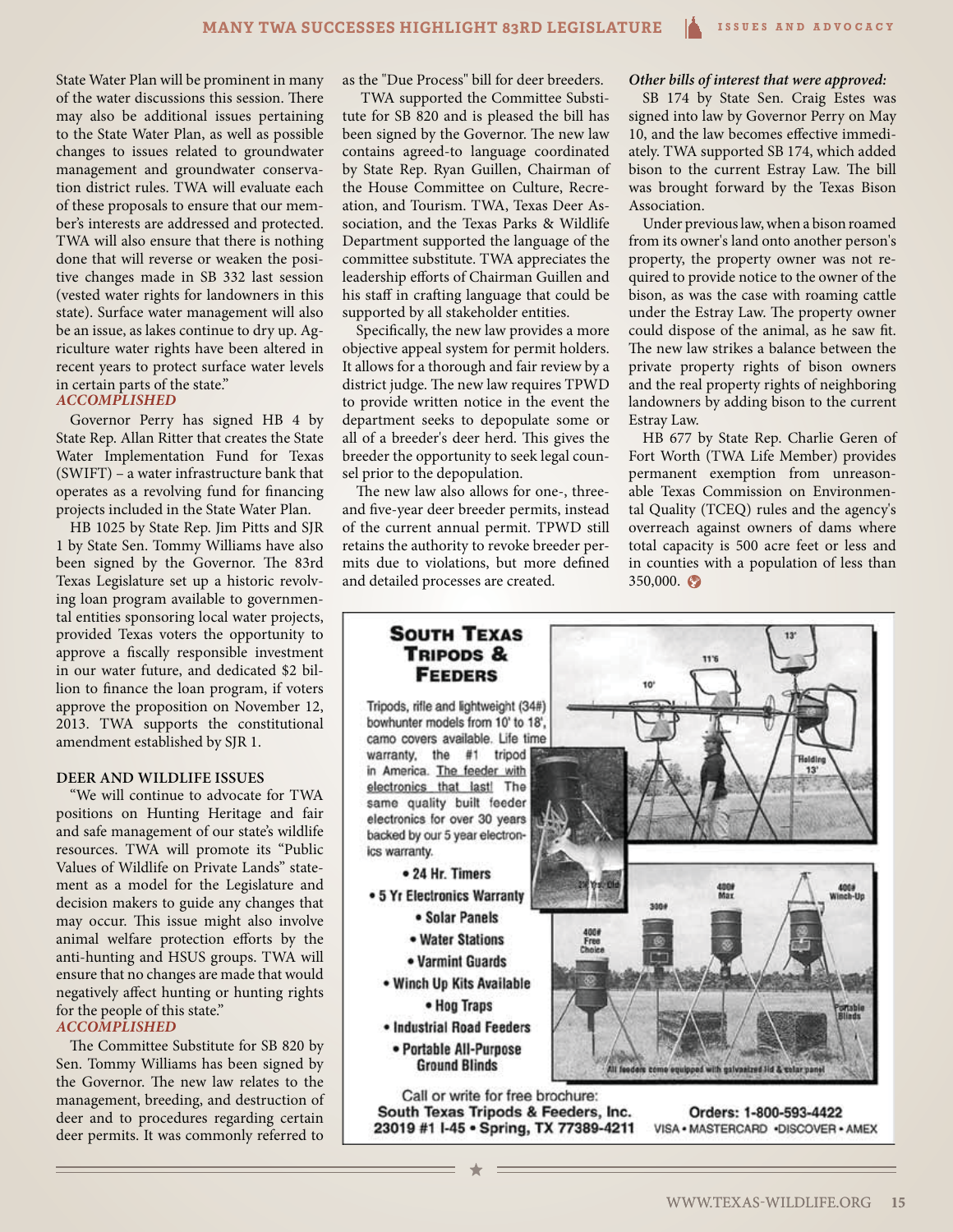State Water Plan will be prominent in many of the water discussions this session. There may also be additional issues pertaining to the State Water Plan, as well as possible changes to issues related to groundwater management and groundwater conservation district rules. TWA will evaluate each of these proposals to ensure that our member's interests are addressed and protected. TWA will also ensure that there is nothing done that will reverse or weaken the positive changes made in SB 332 last session (vested water rights for landowners in this state). Surface water management will also be an issue, as lakes continue to dry up. Agriculture water rights have been altered in recent years to protect surface water levels in certain parts of the state."

***ACCOMPLISHED***

Governor Perry has signed HB 4 by State Rep. Allan Ritter that creates the State Water Implementation Fund for Texas (SWIFT) – a water infrastructure bank that operates as a revolving fund for financing projects included in the State Water Plan.

HB 1025 by State Rep. Jim Pitts and SJR 1 by State Sen. Tommy Williams have also been signed by the Governor. The 83rd Texas Legislature set up a historic revolving loan program available to governmental entities sponsoring local water projects, provided Texas voters the opportunity to approve a fiscally responsible investment in our water future, and dedicated $2 billion to finance the loan program, if voters approve the proposition on November 12, 2013. TWA supports the constitutional amendment established by SJR 1.

## DEER AND WILDLIFE ISSUES

"We will continue to advocate for TWA positions on Hunting Heritage and fair and safe management of our state's wildlife resources. TWA will promote its "Public Values of Wildlife on Private Lands" statement as a model for the Legislature and decision makers to guide any changes that may occur. This issue might also involve animal welfare protection efforts by the anti-hunting and HSUS groups. TWA will ensure that no changes are made that would negatively affect hunting or hunting rights for the people of this state."

***ACCOMPLISHED***

The Committee Substitute for SB 820 by Sen. Tommy Williams has been signed by the Governor. The new law relates to the management, breeding, and destruction of deer and to procedures regarding certain deer permits. It was commonly referred to as the "Due Process" bill for deer breeders.

TWA supported the Committee Substitute for SB 820 and is pleased the bill has been signed by the Governor. The new law contains agreed-to language coordinated by State Rep. Ryan Guillen, Chairman of the House Committee on Culture, Recreation, and Tourism. TWA, Texas Deer Association, and the Texas Parks & Wildlife Department supported the language of the committee substitute. TWA appreciates the leadership efforts of Chairman Guillen and his staff in crafting language that could be supported by all stakeholder entities.

Specifically, the new law provides a more objective appeal system for permit holders. It allows for a thorough and fair review by a district judge. The new law requires TPWD to provide written notice in the event the department seeks to depopulate some or all of a breeder's deer herd. This gives the breeder the opportunity to seek legal counsel prior to the depopulation.

The new law also allows for one-, three- and five-year deer breeder permits, instead of the current annual permit. TPWD still retains the authority to revoke breeder permits due to violations, but more defined and detailed processes are created.

***Other bills of interest that were approved:***

SB 174 by State Sen. Craig Estes was signed into law by Governor Perry on May 10, and the law becomes effective immediately. TWA supported SB 174, which added bison to the current Estray Law. The bill was brought forward by the Texas Bison Association.

Under previous law, when a bison roamed from its owner's land onto another person's property, the property owner was not required to provide notice to the owner of the bison, as was the case with roaming cattle under the Estray Law. The property owner could dispose of the animal, as he saw fit. The new law strikes a balance between the private property rights of bison owners and the real property rights of neighboring landowners by adding bison to the current Estray Law.

HB 677 by State Rep. Charlie Geren of Fort Worth (TWA Life Member) provides permanent exemption from unreasonable Texas Commission on Environmental Quality (TCEQ) rules and the agency's overreach against owners of dams where total capacity is 500 acre feet or less and in counties with a population of less than 350,000.

**South Texas Tripods & Feeders**

Tripods, rifle and lightweight (34#) bowhunter models from 10' to 18', camo covers available. Life time warranty, the #1 tripod in America. The feeder with electronics that last! The same quality built feeder electronics for over 30 years backed by our 5 year electronics warranty.

- 24 Hr. Timers
- 5 Yr Electronics Warranty
- Solar Panels
- Water Stations
- Varmint Guards
- Winch Up Kits Available
- Hog Traps
- Industrial Road Feeders
- Portable All-Purpose Ground Blinds

13'
11'6
10'
Holding 13'
2½ Yrs. Old
400# Free Choice
300#
400# Max
400# Winch-Up
Portable Blinds
All feeders come equipped with galvanized lid & solar panel

Call or write for free brochure:
**South Texas Tripods & Feeders, Inc.**
**23019 #1 I-45 • Spring, TX 77389-4211**

**Orders: 1-800-593-4422**
VISA • MASTERCARD • DISCOVER • AMEX